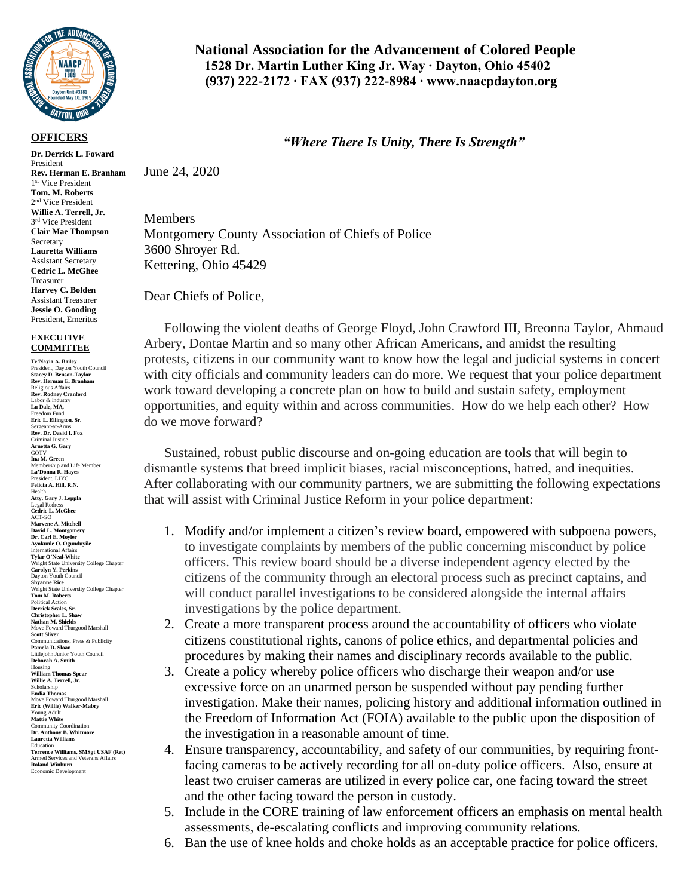**National Association for the Advancement of Colored People**
**1528 Dr. Martin Luther King Jr. Way · Dayton, Ohio 45402**
**(937) 222-2172 · FAX (937) 222-8984 · www.naacpdayton.org**

***"Where There Is Unity, There Is Strength"***

**OFFICERS**

**Dr. Derrick L. Foward**
President
**Rev. Herman E. Branham**
1st Vice President
**Tom. M. Roberts**
2nd Vice President
**Willie A. Terrell, Jr.**
3rd Vice President
**Clair Mae Thompson**
Secretary
**Lauretta Williams**
Assistant Secretary
**Cedric L. McGhee**
Treasurer
**Harvey C. Bolden**
Assistant Treasurer
**Jessie O. Gooding**
President, Emeritus

**EXECUTIVE COMMITTEE**

**Te'Nayia A. Bailey**
President, Dayton Youth Council
**Stacey D. Benson-Taylor**
**Rev. Herman E. Branham**
Religious Affairs
**Rev. Rodney Cranford**
Labor & Industry
**Lu Dale, MA,**
Freedom Fund
**Eric L. Ellington, Sr.**
Sergeant-at-Arms
**Rev. Dr. David I. Fox**
Criminal Justice
**Arnetta G. Gary**
GOTV
**Ina M. Green**
Membership and Life Member
**La'Donna R. Hayes**
President, LJYC
**Felicia A. Hill, R.N.**
Health
**Atty. Gary J. Leppla**
Legal Redress
**Cedric L. McGhee**
ACT-SO
**Marvene A. Mitchell**
**David L. Montgomery**
**Dr. Carl E. Moyler**
**Ayokunle O. Ogunduyile**
International Affairs
**Tylar O'Neal-White**
Wright State University College Chapter
**Carolyn Y. Perkins**
Dayton Youth Council
**Shyanne Rice**
Wright State University College Chapter
**Tom M. Roberts**
Political Action
**Derrick Scales, Sr.**
**Christopher L. Shaw**
**Nathan M. Shields**
Move Foward Thurgood Marshall
**Scott Sliver**
Communications, Press & Publicity
**Pamela D. Sloan**
Littlejohn Junior Youth Council
**Deborah A. Smith**
Housing
**William Thomas Spear**
**Willie A. Terrell, Jr.**
Scholarship
**Endia Thomas**
Move Foward Thurgood Marshall
**Eric (Willie) Walker-Mabry**
Young Adult
**Mattie White**
Community Coordination
**Dr. Anthony B. Whitmore**
**Lauretta Williams**
Education
**Terrence Williams, SMSgt USAF (Ret)**
Armed Services and Veterans Affairs
**Roland Winburn**
Economic Development

June 24, 2020

Members
Montgomery County Association of Chiefs of Police
3600 Shroyer Rd.
Kettering, Ohio 45429

Dear Chiefs of Police,

Following the violent deaths of George Floyd, John Crawford III, Breonna Taylor, Ahmaud Arbery, Dontae Martin and so many other African Americans, and amidst the resulting protests, citizens in our community want to know how the legal and judicial systems in concert with city officials and community leaders can do more. We request that your police department work toward developing a concrete plan on how to build and sustain safety, employment opportunities, and equity within and across communities. How do we help each other? How do we move forward?

Sustained, robust public discourse and on-going education are tools that will begin to dismantle systems that breed implicit biases, racial misconceptions, hatred, and inequities. After collaborating with our community partners, we are submitting the following expectations that will assist with Criminal Justice Reform in your police department:

1. Modify and/or implement a citizen's review board, empowered with subpoena powers, to investigate complaints by members of the public concerning misconduct by police officers. This review board should be a diverse independent agency elected by the citizens of the community through an electoral process such as precinct captains, and will conduct parallel investigations to be considered alongside the internal affairs investigations by the police department.
2. Create a more transparent process around the accountability of officers who violate citizens constitutional rights, canons of police ethics, and departmental policies and procedures by making their names and disciplinary records available to the public.
3. Create a policy whereby police officers who discharge their weapon and/or use excessive force on an unarmed person be suspended without pay pending further investigation. Make their names, policing history and additional information outlined in the Freedom of Information Act (FOIA) available to the public upon the disposition of the investigation in a reasonable amount of time.
4. Ensure transparency, accountability, and safety of our communities, by requiring front-facing cameras to be actively recording for all on-duty police officers. Also, ensure at least two cruiser cameras are utilized in every police car, one facing toward the street and the other facing toward the person in custody.
5. Include in the CORE training of law enforcement officers an emphasis on mental health assessments, de-escalating conflicts and improving community relations.
6. Ban the use of knee holds and choke holds as an acceptable practice for police officers.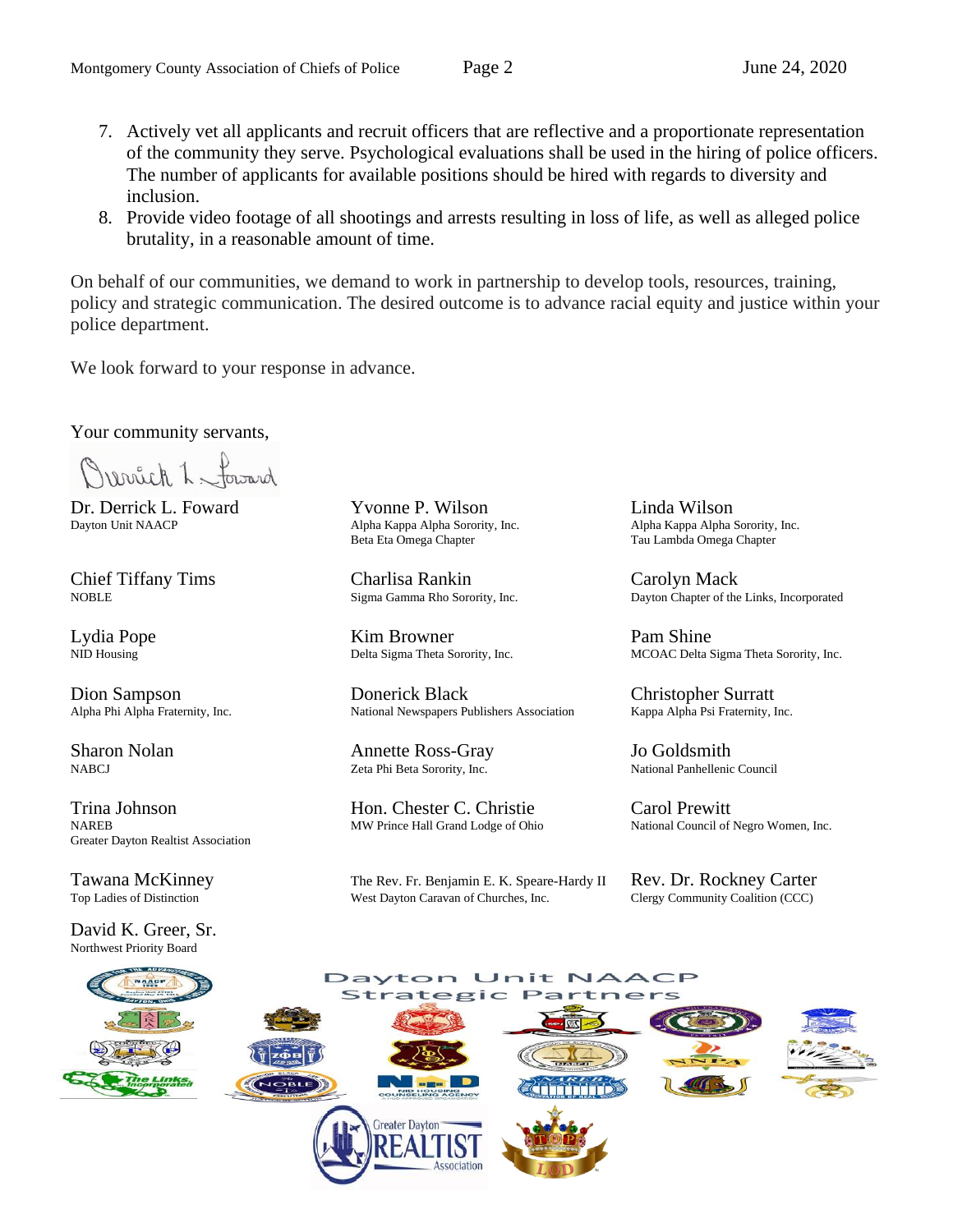7. Actively vet all applicants and recruit officers that are reflective and a proportionate representation of the community they serve. Psychological evaluations shall be used in the hiring of police officers. The number of applicants for available positions should be hired with regards to diversity and inclusion.
8. Provide video footage of all shootings and arrests resulting in loss of life, as well as alleged police brutality, in a reasonable amount of time.

On behalf of our communities, we demand to work in partnership to develop tools, resources, training, policy and strategic communication. The desired outcome is to advance racial equity and justice within your police department.

We look forward to your response in advance.

Your community servants,

Derrick L. Foward

Dr. Derrick L. Foward
Dayton Unit NAACP

Chief Tiffany Tims
NOBLE

Lydia Pope
NID Housing

Dion Sampson
Alpha Phi Alpha Fraternity, Inc.

Sharon Nolan
NABCJ

Trina Johnson
NAREB
Greater Dayton Realtist Association

Tawana McKinney
Top Ladies of Distinction

David K. Greer, Sr.
Northwest Priority Board

Yvonne P. Wilson
Alpha Kappa Alpha Sorority, Inc.
Beta Eta Omega Chapter

Charlisa Rankin
Sigma Gamma Rho Sorority, Inc.

Kim Browner
Delta Sigma Theta Sorority, Inc.

Donerick Black
National Newspapers Publishers Association

Annette Ross-Gray
Zeta Phi Beta Sorority, Inc.

Hon. Chester C. Christie
MW Prince Hall Grand Lodge of Ohio

The Rev. Fr. Benjamin E. K. Speare-Hardy II
West Dayton Caravan of Churches, Inc.

Linda Wilson
Alpha Kappa Alpha Sorority, Inc.
Tau Lambda Omega Chapter

Carolyn Mack
Dayton Chapter of the Links, Incorporated

Pam Shine
MCOAC Delta Sigma Theta Sorority, Inc.

Christopher Surratt
Kappa Alpha Psi Fraternity, Inc.

Jo Goldsmith
National Panhellenic Council

Carol Prewitt
National Council of Negro Women, Inc.

Rev. Dr. Rockney Carter
Clergy Community Coalition (CCC)

Dayton Unit NAACP
Strategic Partners